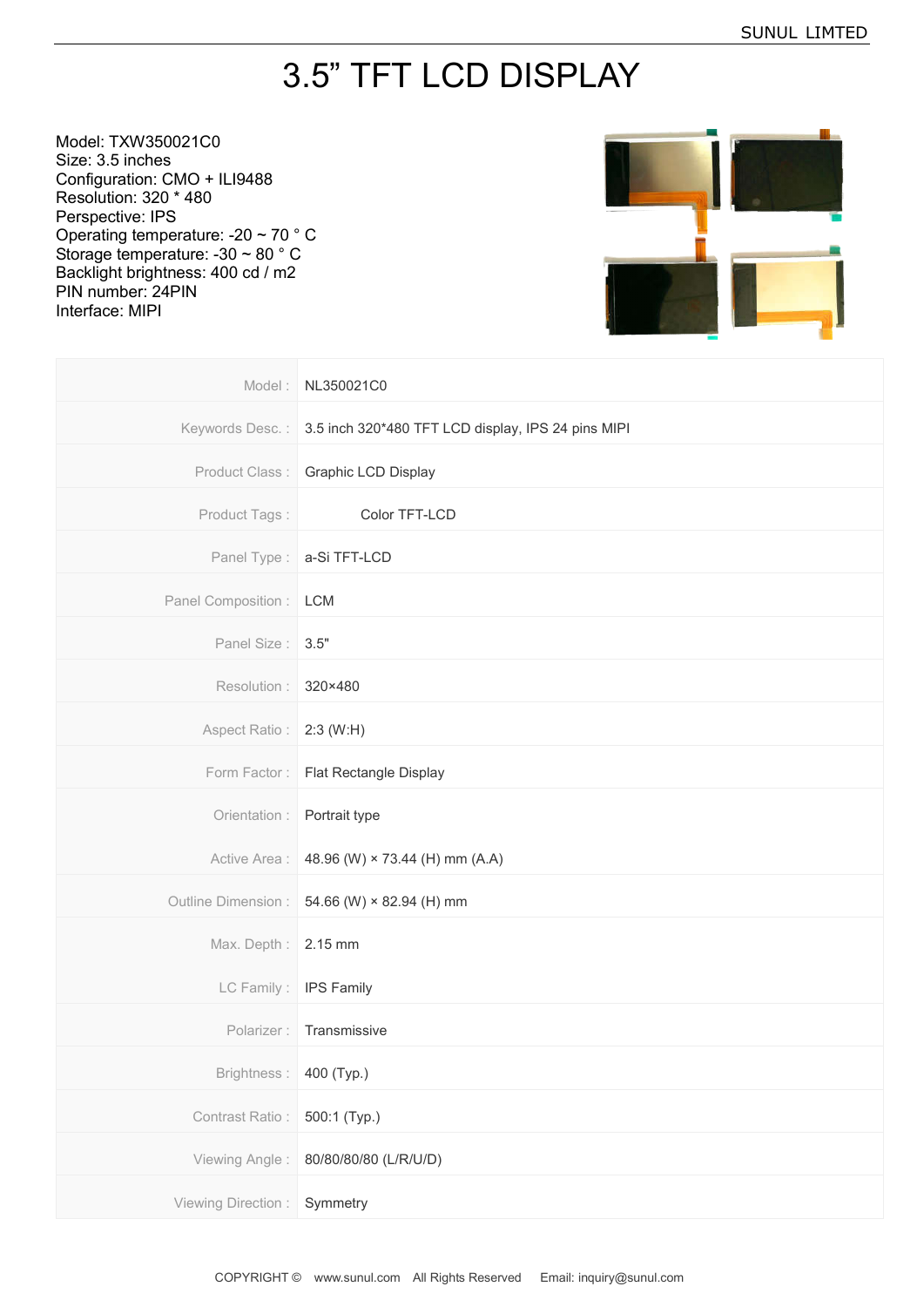# 3.5” TFT LCD DISPLAY

Model: TXW350021C0
Size: 3.5 inches
Configuration: CMO + ILI9488
Resolution: 320 * 480
Perspective: IPS
Operating temperature: -20 ~ 70 ° C
Storage temperature: -30 ~ 80 ° C
Backlight brightness: 400 cd / m2
PIN number: 24PIN
Interface: MIPI

| | |
|---|---|
| Model : | NL350021C0 |
| Keywords Desc. : | 3.5 inch 320*480 TFT LCD display, IPS 24 pins MIPI |
| Product Class : | Graphic LCD Display |
| Product Tags : | Color TFT-LCD |
| Panel Type : | a-Si TFT-LCD |
| Panel Composition : | LCM |
| Panel Size : | 3.5" |
| Resolution : | 320×480 |
| Aspect Ratio : | 2:3 (W:H) |
| Form Factor : | Flat Rectangle Display |
| Orientation : | Portrait type |
| Active Area : | 48.96 (W) × 73.44 (H) mm (A.A) |
| Outline Dimension : | 54.66 (W) × 82.94 (H) mm |
| Max. Depth : | 2.15 mm |
| LC Family : | IPS Family |
| Polarizer : | Transmissive |
| Brightness : | 400 (Typ.) |
| Contrast Ratio : | 500:1 (Typ.) |
| Viewing Angle : | 80/80/80/80 (L/R/U/D) |
| Viewing Direction : | Symmetry |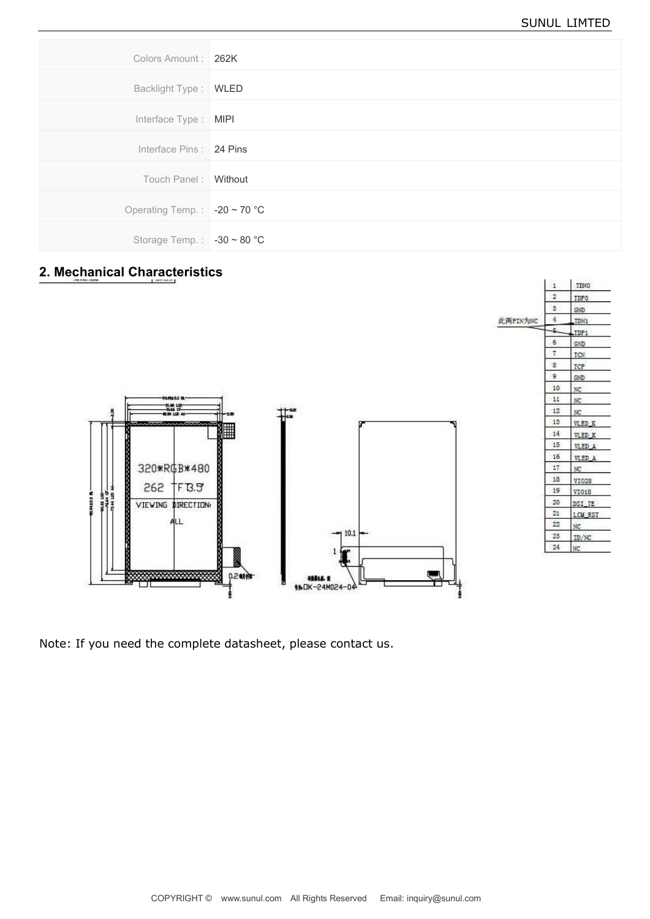| | |
|---|---|
| Colors Amount : | 262K |
| Backlight Type : | WLED |
| Interface Type : | MIPI |
| Interface Pins : | 24 Pins |
| Touch Panel : | Without |
| Operating Temp. : | -20 ~ 70 °C |
| Storage Temp. : | -30 ~ 80 °C |

## 2. Mechanical Characteristics

320*RGB*480
262 TFT3.5"
VIEWING DIRECTION: ALL
0.2
10.1
1
DK-24M024-04

此两PIN为NC

| | |
|---|---|
| 1 | TDN0 |
| 2 | TDP0 |
| 3 | GND |
| 4 | TDN1 |
| 5 | TDP1 |
| 6 | GND |
| 7 | TCN |
| 8 | TCP |
| 9 | GND |
| 10 | NC |
| 11 | NC |
| 12 | NC |
| 13 | VLED_K |
| 14 | VLED_K |
| 15 | VLED_A |
| 16 | VLED_A |
| 17 | NC |
| 18 | VIO28 |
| 19 | VIO18 |
| 20 | DSI_TE |
| 21 | LCM_RST |
| 22 | NC |
| 23 | ID/NC |
| 24 | NC |

Note: If you need the complete datasheet, please contact us.